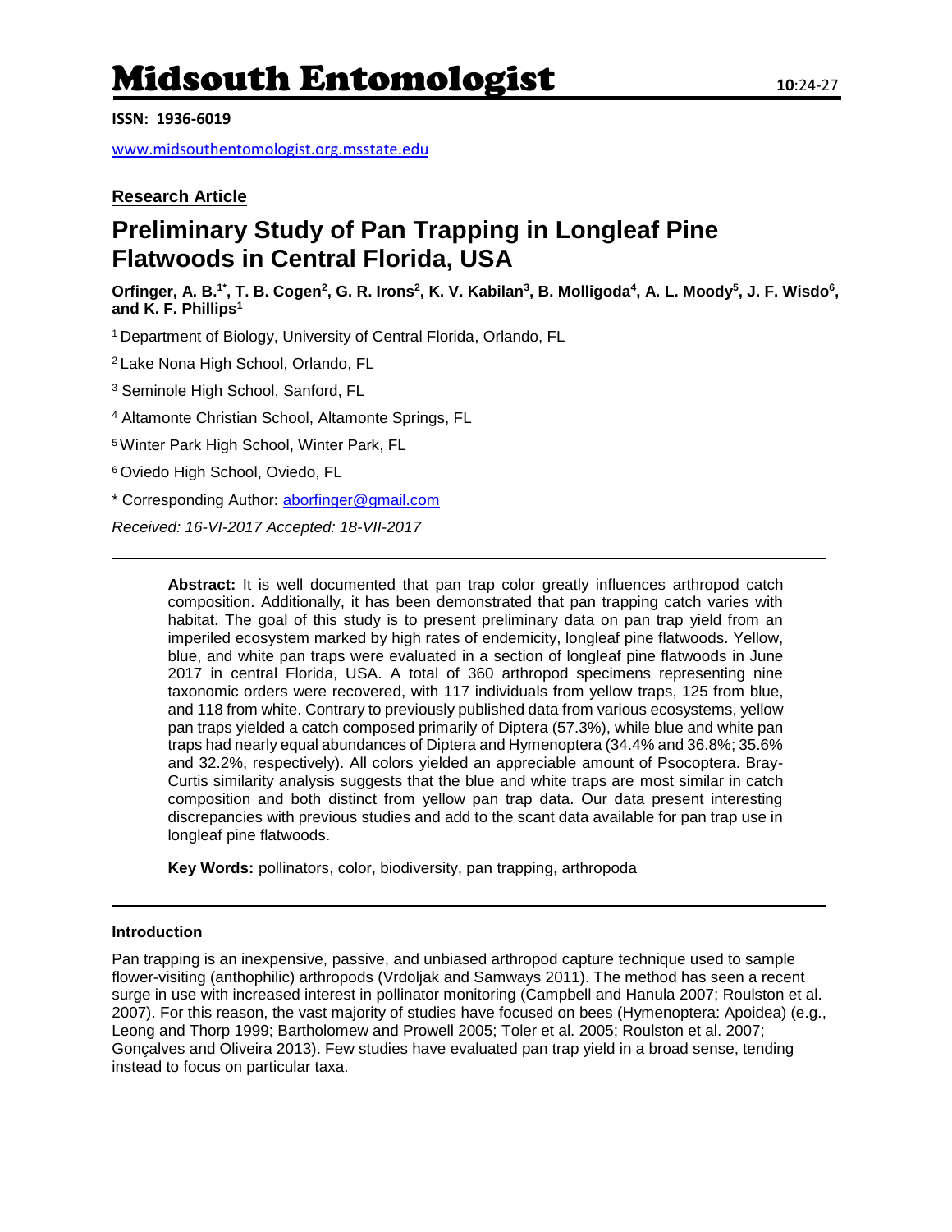**Midsouth Entomologist**

**ISSN: 1936-6019**

www.midsouthentomologist.org.msstate.edu

**Research Article**

# Preliminary Study of Pan Trapping in Longleaf Pine Flatwoods in Central Florida, USA

**Orfinger, A. B.[1*], T. B. Cogen[2], G. R. Irons[2], K. V. Kabilan[3], B. Molligoda[4], A. L. Moody[5], J. F. Wisdo[6], and K. F. Phillips[1]**

[1] Department of Biology, University of Central Florida, Orlando, FL

[2] Lake Nona High School, Orlando, FL

[3] Seminole High School, Sanford, FL

[4] Altamonte Christian School, Altamonte Springs, FL

[5] Winter Park High School, Winter Park, FL

[6] Oviedo High School, Oviedo, FL

* Corresponding Author: aborfinger@gmail.com

*Received: 16-VI-2017 Accepted: 18-VII-2017*

---

**Abstract:** It is well documented that pan trap color greatly influences arthropod catch composition. Additionally, it has been demonstrated that pan trapping catch varies with habitat. The goal of this study is to present preliminary data on pan trap yield from an imperiled ecosystem marked by high rates of endemicity, longleaf pine flatwoods. Yellow, blue, and white pan traps were evaluated in a section of longleaf pine flatwoods in June 2017 in central Florida, USA. A total of 360 arthropod specimens representing nine taxonomic orders were recovered, with 117 individuals from yellow traps, 125 from blue, and 118 from white. Contrary to previously published data from various ecosystems, yellow pan traps yielded a catch composed primarily of Diptera (57.3%), while blue and white pan traps had nearly equal abundances of Diptera and Hymenoptera (34.4% and 36.8%; 35.6% and 32.2%, respectively). All colors yielded an appreciable amount of Psocoptera. Bray-Curtis similarity analysis suggests that the blue and white traps are most similar in catch composition and both distinct from yellow pan trap data. Our data present interesting discrepancies with previous studies and add to the scant data available for pan trap use in longleaf pine flatwoods.

**Key Words:** pollinators, color, biodiversity, pan trapping, arthropoda

---

## Introduction

Pan trapping is an inexpensive, passive, and unbiased arthropod capture technique used to sample flower-visiting (anthophilic) arthropods (Vrdoljak and Samways 2011). The method has seen a recent surge in use with increased interest in pollinator monitoring (Campbell and Hanula 2007; Roulston et al. 2007). For this reason, the vast majority of studies have focused on bees (Hymenoptera: Apoidea) (e.g., Leong and Thorp 1999; Bartholomew and Prowell 2005; Toler et al. 2005; Roulston et al. 2007; Gonçalves and Oliveira 2013). Few studies have evaluated pan trap yield in a broad sense, tending instead to focus on particular taxa.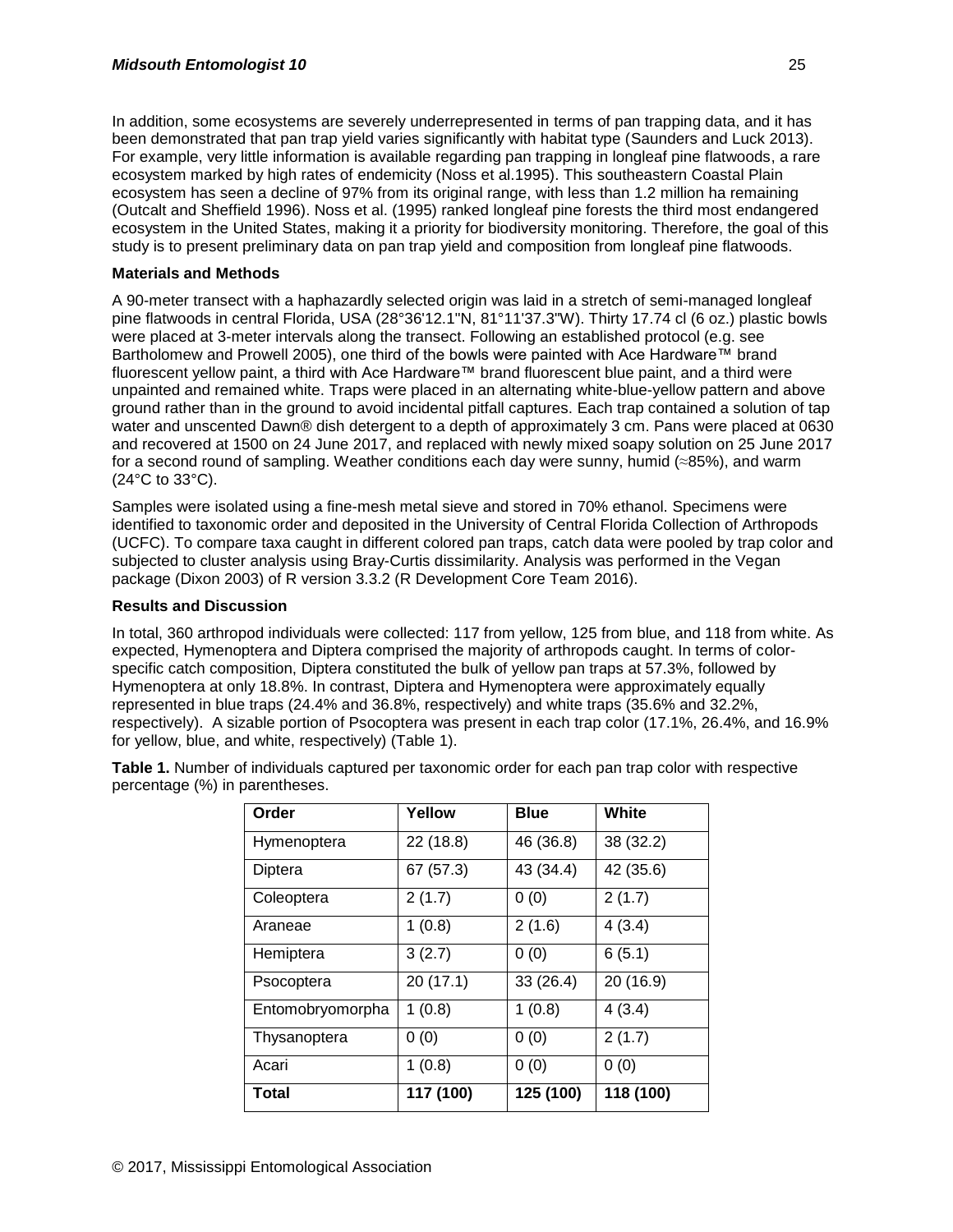In addition, some ecosystems are severely underrepresented in terms of pan trapping data, and it has been demonstrated that pan trap yield varies significantly with habitat type (Saunders and Luck 2013). For example, very little information is available regarding pan trapping in longleaf pine flatwoods, a rare ecosystem marked by high rates of endemicity (Noss et al.1995). This southeastern Coastal Plain ecosystem has seen a decline of 97% from its original range, with less than 1.2 million ha remaining (Outcalt and Sheffield 1996). Noss et al. (1995) ranked longleaf pine forests the third most endangered ecosystem in the United States, making it a priority for biodiversity monitoring. Therefore, the goal of this study is to present preliminary data on pan trap yield and composition from longleaf pine flatwoods.

**Materials and Methods**

A 90-meter transect with a haphazardly selected origin was laid in a stretch of semi-managed longleaf pine flatwoods in central Florida, USA (28°36'12.1"N, 81°11'37.3"W). Thirty 17.74 cl (6 oz.) plastic bowls were placed at 3-meter intervals along the transect. Following an established protocol (e.g. see Bartholomew and Prowell 2005), one third of the bowls were painted with Ace Hardware™ brand fluorescent yellow paint, a third with Ace Hardware™ brand fluorescent blue paint, and a third were unpainted and remained white. Traps were placed in an alternating white-blue-yellow pattern and above ground rather than in the ground to avoid incidental pitfall captures. Each trap contained a solution of tap water and unscented Dawn® dish detergent to a depth of approximately 3 cm. Pans were placed at 0630 and recovered at 1500 on 24 June 2017, and replaced with newly mixed soapy solution on 25 June 2017 for a second round of sampling. Weather conditions each day were sunny, humid (≈85%), and warm (24°C to 33°C).

Samples were isolated using a fine-mesh metal sieve and stored in 70% ethanol. Specimens were identified to taxonomic order and deposited in the University of Central Florida Collection of Arthropods (UCFC). To compare taxa caught in different colored pan traps, catch data were pooled by trap color and subjected to cluster analysis using Bray-Curtis dissimilarity. Analysis was performed in the Vegan package (Dixon 2003) of R version 3.3.2 (R Development Core Team 2016).

**Results and Discussion**

In total, 360 arthropod individuals were collected: 117 from yellow, 125 from blue, and 118 from white. As expected, Hymenoptera and Diptera comprised the majority of arthropods caught. In terms of color-specific catch composition, Diptera constituted the bulk of yellow pan traps at 57.3%, followed by Hymenoptera at only 18.8%. In contrast, Diptera and Hymenoptera were approximately equally represented in blue traps (24.4% and 36.8%, respectively) and white traps (35.6% and 32.2%, respectively). A sizable portion of Psocoptera was present in each trap color (17.1%, 26.4%, and 16.9% for yellow, blue, and white, respectively) (Table 1).

**Table 1.** Number of individuals captured per taxonomic order for each pan trap color with respective percentage (%) in parentheses.

| Order | Yellow | Blue | White |
|---|---|---|---|
| Hymenoptera | 22 (18.8) | 46 (36.8) | 38 (32.2) |
| Diptera | 67 (57.3) | 43 (34.4) | 42 (35.6) |
| Coleoptera | 2 (1.7) | 0 (0) | 2 (1.7) |
| Araneae | 1 (0.8) | 2 (1.6) | 4 (3.4) |
| Hemiptera | 3 (2.7) | 0 (0) | 6 (5.1) |
| Psocoptera | 20 (17.1) | 33 (26.4) | 20 (16.9) |
| Entomobryomorpha | 1 (0.8) | 1 (0.8) | 4 (3.4) |
| Thysanoptera | 0 (0) | 0 (0) | 2 (1.7) |
| Acari | 1 (0.8) | 0 (0) | 0 (0) |
| **Total** | **117 (100)** | **125 (100)** | **118 (100)** |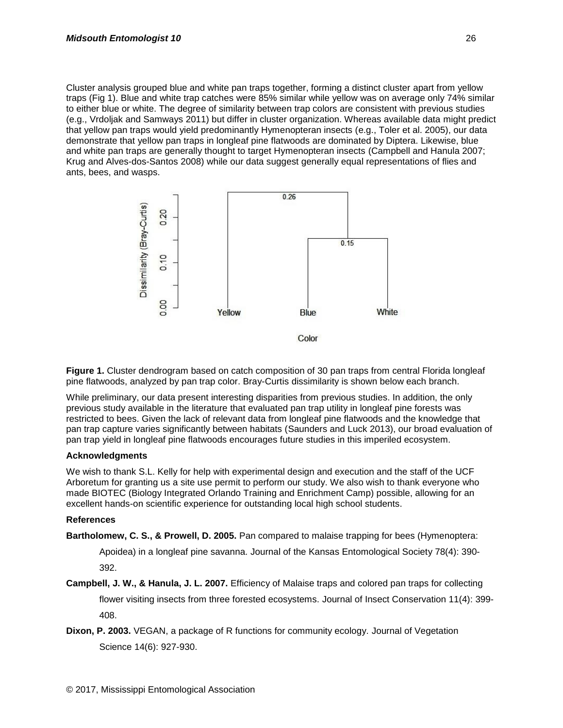Cluster analysis grouped blue and white pan traps together, forming a distinct cluster apart from yellow traps (Fig 1). Blue and white trap catches were 85% similar while yellow was on average only 74% similar to either blue or white. The degree of similarity between trap colors are consistent with previous studies (e.g., Vrdoljak and Samways 2011) but differ in cluster organization. Whereas available data might predict that yellow pan traps would yield predominantly Hymenopteran insects (e.g., Toler et al. 2005), our data demonstrate that yellow pan traps in longleaf pine flatwoods are dominated by Diptera. Likewise, blue and white pan traps are generally thought to target Hymenopteran insects (Campbell and Hanula 2007; Krug and Alves-dos-Santos 2008) while our data suggest generally equal representations of flies and ants, bees, and wasps.

**Figure 1.** Cluster dendrogram based on catch composition of 30 pan traps from central Florida longleaf pine flatwoods, analyzed by pan trap color. Bray-Curtis dissimilarity is shown below each branch.

While preliminary, our data present interesting disparities from previous studies. In addition, the only previous study available in the literature that evaluated pan trap utility in longleaf pine forests was restricted to bees. Given the lack of relevant data from longleaf pine flatwoods and the knowledge that pan trap capture varies significantly between habitats (Saunders and Luck 2013), our broad evaluation of pan trap yield in longleaf pine flatwoods encourages future studies in this imperiled ecosystem.

### Acknowledgments

We wish to thank S.L. Kelly for help with experimental design and execution and the staff of the UCF Arboretum for granting us a site use permit to perform our study. We also wish to thank everyone who made BIOTEC (Biology Integrated Orlando Training and Enrichment Camp) possible, allowing for an excellent hands-on scientific experience for outstanding local high school students.

### References

**Bartholomew, C. S., & Prowell, D. 2005.** Pan compared to malaise trapping for bees (Hymenoptera: Apoidea) in a longleaf pine savanna. Journal of the Kansas Entomological Society 78(4): 390-392.

**Campbell, J. W., & Hanula, J. L. 2007.** Efficiency of Malaise traps and colored pan traps for collecting flower visiting insects from three forested ecosystems. Journal of Insect Conservation 11(4): 399-408.

**Dixon, P. 2003.** VEGAN, a package of R functions for community ecology. Journal of Vegetation Science 14(6): 927-930.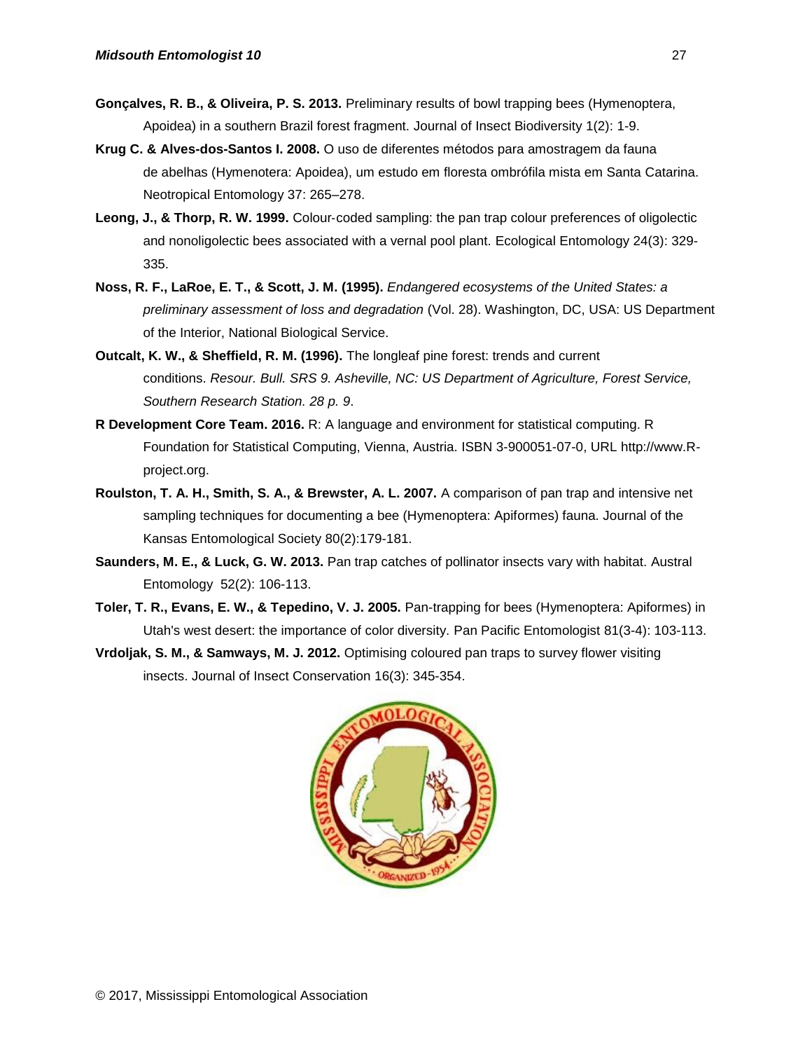**Gonçalves, R. B., & Oliveira, P. S. 2013.** Preliminary results of bowl trapping bees (Hymenoptera, Apoidea) in a southern Brazil forest fragment. Journal of Insect Biodiversity 1(2): 1-9.

**Krug C. & Alves-dos-Santos I. 2008.** O uso de diferentes métodos para amostragem da fauna de abelhas (Hymenotera: Apoidea), um estudo em floresta ombrófila mista em Santa Catarina. Neotropical Entomology 37: 265–278.

**Leong, J., & Thorp, R. W. 1999.** Colour-coded sampling: the pan trap colour preferences of oligolectic and nonoligolectic bees associated with a vernal pool plant. Ecological Entomology 24(3): 329-335.

**Noss, R. F., LaRoe, E. T., & Scott, J. M. (1995).** *Endangered ecosystems of the United States: a preliminary assessment of loss and degradation* (Vol. 28). Washington, DC, USA: US Department of the Interior, National Biological Service.

**Outcalt, K. W., & Sheffield, R. M. (1996).** The longleaf pine forest: trends and current conditions. *Resour. Bull. SRS 9. Asheville, NC: US Department of Agriculture, Forest Service, Southern Research Station. 28 p. 9*.

**R Development Core Team. 2016.** R: A language and environment for statistical computing. R Foundation for Statistical Computing, Vienna, Austria. ISBN 3-900051-07-0, URL http://www.R-project.org.

**Roulston, T. A. H., Smith, S. A., & Brewster, A. L. 2007.** A comparison of pan trap and intensive net sampling techniques for documenting a bee (Hymenoptera: Apiformes) fauna. Journal of the Kansas Entomological Society 80(2):179-181.

**Saunders, M. E., & Luck, G. W. 2013.** Pan trap catches of pollinator insects vary with habitat. Austral Entomology 52(2): 106-113.

**Toler, T. R., Evans, E. W., & Tepedino, V. J. 2005.** Pan-trapping for bees (Hymenoptera: Apiformes) in Utah's west desert: the importance of color diversity. Pan Pacific Entomologist 81(3-4): 103-113.

**Vrdoljak, S. M., & Samways, M. J. 2012.** Optimising coloured pan traps to survey flower visiting insects. Journal of Insect Conservation 16(3): 345-354.

© 2017, Mississippi Entomological Association